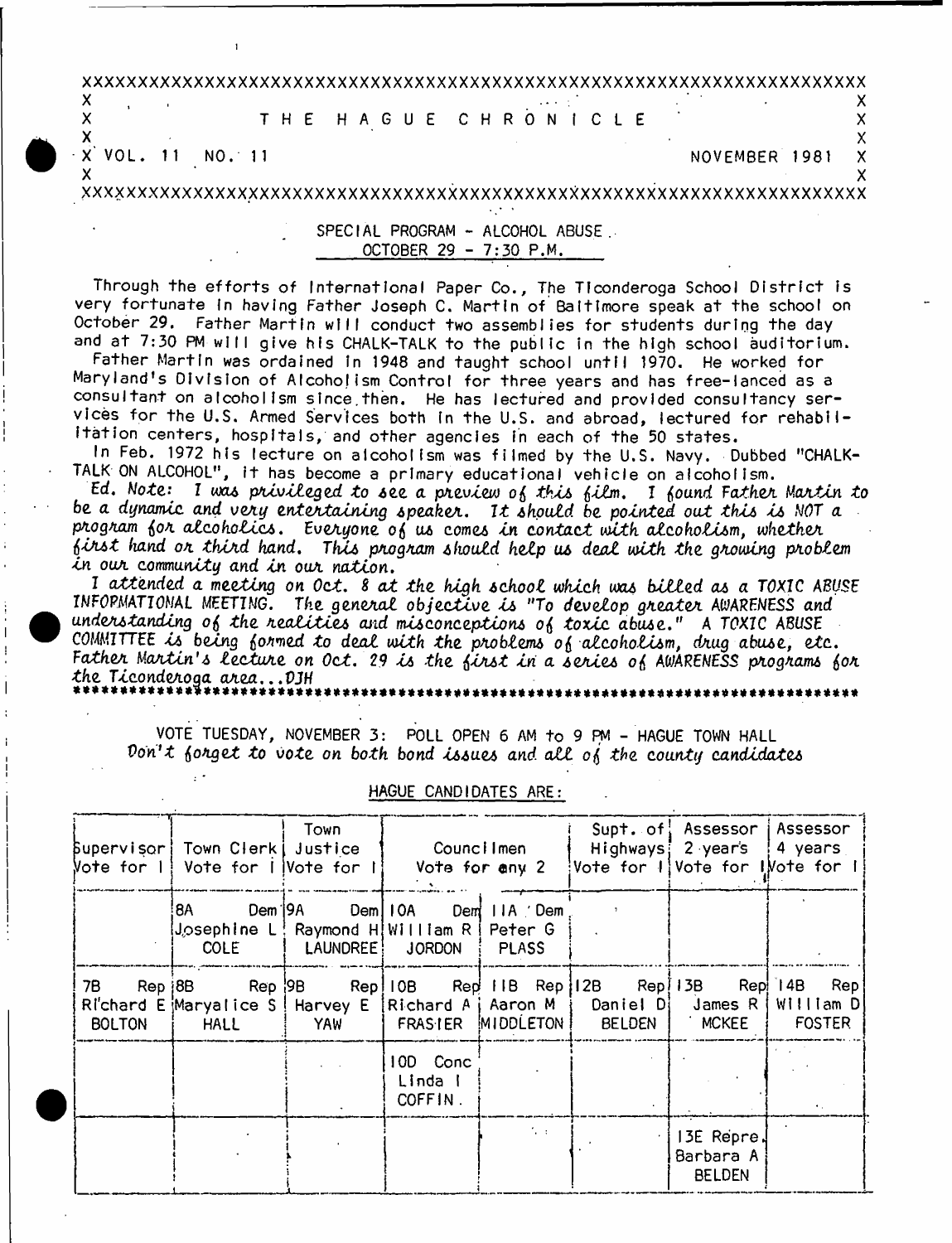# THE HAGUE CHRONICLE

VOL. 11 NO. 11 — NOVEMBER 1981

## SPECIAL PROGRAM - ALCOHOL ABUSE
## OCTOBER 29 - 7:30 P.M.

Through the efforts of International Paper Co., The Ticonderoga School District is very fortunate in having Father Joseph C. Martin of Baltimore speak at the school on October 29. Father Martin will conduct two assemblies for students during the day and at 7:30 PM will give his CHALK-TALK to the public in the high school auditorium.

Father Martin was ordained in 1948 and taught school until 1970. He worked for Maryland's Division of Alcoholism Control for three years and has free-lanced as a consultant on alcoholism since then. He has lectured and provided consultancy services for the U.S. Armed Services both in the U.S. and abroad, lectured for rehabilitation centers, hospitals, and other agencies in each of the 50 states.

In Feb. 1972 his lecture on alcoholism was filmed by the U.S. Navy. Dubbed "CHALK-TALK ON ALCOHOL", it has become a primary educational vehicle on alcoholism.

Ed. Note: *I was privileged to see a preview of this film. I found Father Martin to be a dynamic and very entertaining speaker. It should be pointed out this is NOT a program for alcoholics. Everyone of us comes in contact with alcoholism, whether first hand or third hand. This program should help us deal with the growing problem in our community and in our nation.*

*I attended a meeting on Oct. 8 at the high school which was billed as a TOXIC ABUSE INFORMATIONAL MEETING. The general objective is "To develop greater AWARENESS and understanding of the realities and misconceptions of toxic abuse." A TOXIC ABUSE COMMITTEE is being formed to deal with the problems of alcoholism, drug abuse, etc. Father Martin's lecture on Oct. 29 is the first in a series of AWARENESS programs for the Ticonderoga area...DJH*

---

VOTE TUESDAY, NOVEMBER 3: POLL OPEN 6 AM to 9 PM - HAGUE TOWN HALL

*Don't forget to vote on both bond issues and all of the county candidates*

### HAGUE CANDIDATES ARE:

| Supervisor Vote for 1 | Town Clerk Vote for 1 | Town Justice Vote for 1 | Councilmen Vote for any 2 | | Supt. of Highways Vote for 1 | Assessor 2 years Vote for 1 | Assessor 4 years Vote for 1 |
|---|---|---|---|---|---|---|---|
| | 8A Dem Josephine L COLE | 9A Dem Raymond H LAUNDREE | 10A Dem William R JORDON | 11A Dem Peter G PLASS | | | |
| 7B Rep Richard E BOLTON | 8B Rep Maryalice S HALL | 9B Rep Harvey E YAW | 10B Rep Richard A FRASIER | 11B Rep Aaron M MIDDLETON | 12B Rep Daniel D BELDEN | 13B Rep James R MCKEE | 14B Rep William D FOSTER |
| | | | 10D Conc Linda I COFFIN | | | | |
| | | | | | | 13E Repre. Barbara A BELDEN | |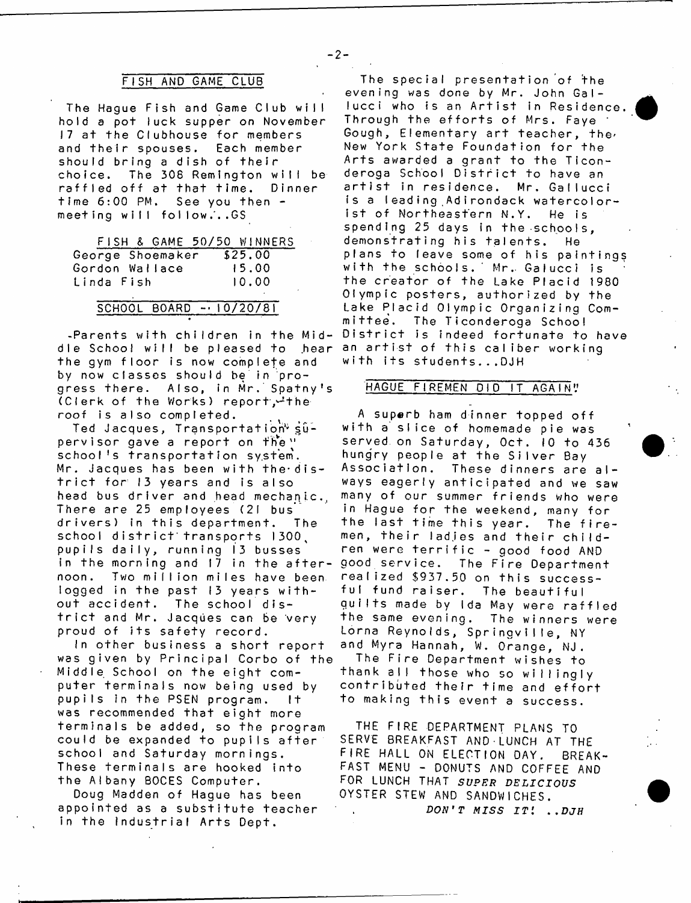## FISH AND GAME CLUB

The Hague Fish and Game Club will hold a pot luck supper on November 17 at the Clubhouse for members and their spouses. Each member should bring a dish of their choice. The 308 Remington will be raffled off at that time. Dinner time 6:00 PM. See you then - meeting will follow...GS

### FISH & GAME 50/50 WINNERS

| | |
|---|---|
| George Shoemaker | $25.00 |
| Gordon Wallace | 15.00 |
| Linda Fish | 10.00 |

## SCHOOL BOARD -- 10/20/81

Parents with children in the Middle School will be pleased to hear the gym floor is now complete and by now classes should be in progress there. Also, in Mr. Spatny's (Clerk of the Works) report, the roof is also completed.

Ted Jacques, Transportation supervisor gave a report on the school's transportation system. Mr. Jacques has been with the district for 13 years and is also head bus driver and head mechanic. There are 25 employees (21 bus drivers) in this department. The school district transports 1300 pupils daily, running 13 busses in the morning and 17 in the afternoon. Two million miles have been logged in the past 13 years without accident. The school district and Mr. Jacques can be very proud of its safety record.

In other business a short report was given by Principal Corbo of the Middle School on the eight computer terminals now being used by pupils in the PSEN program. It was recommended that eight more terminals be added, so the program could be expanded to pupils after school and Saturday mornings. These terminals are hooked into the Albany BOCES Computer.

Doug Madden of Hague has been appointed as a substitute teacher in the Industrial Arts Dept.

The special presentation of the evening was done by Mr. John Gallucci who is an Artist in Residence. Through the efforts of Mrs. Faye Gough, Elementary art teacher, the New York State Foundation for the Arts awarded a grant to the Ticonderoga School District to have an artist in residence. Mr. Gallucci is a leading Adirondack watercolorist of Northeastern N.Y. He is spending 25 days in the schools, demonstrating his talents. He plans to leave some of his paintings with the schools. Mr. Galucci is the creator of the Lake Placid 1980 Olympic posters, authorized by the Lake Placid Olympic Organizing Committee. The Ticonderoga School District is indeed fortunate to have an artist of this caliber working with its students...DJH

## HAGUE FIREMEN DID IT AGAIN!

A superb ham dinner topped off with a slice of homemade pie was served on Saturday, Oct. 10 to 436 hungry people at the Silver Bay Association. These dinners are always eagerly anticipated and we saw many of our summer friends who were in Hague for the weekend, many for the last time this year. The firemen, their ladies and their children were terrific - good food AND good service. The Fire Department realized $937.50 on this successful fund raiser. The beautiful quilts made by Ida May were raffled the same evening. The winners were Lorna Reynolds, Springville, NY and Myra Hannah, W. Orange, NJ.

The Fire Department wishes to thank all those who so willingly contributed their time and effort to making this event a success.

THE FIRE DEPARTMENT PLANS TO SERVE BREAKFAST AND LUNCH AT THE FIRE HALL ON ELECTION DAY. BREAKFAST MENU - DONUTS AND COFFEE AND FOR LUNCH THAT *SUPER DELICIOUS* OYSTER STEW AND SANDWICHES.

*DON'T MISS IT! ..DJH*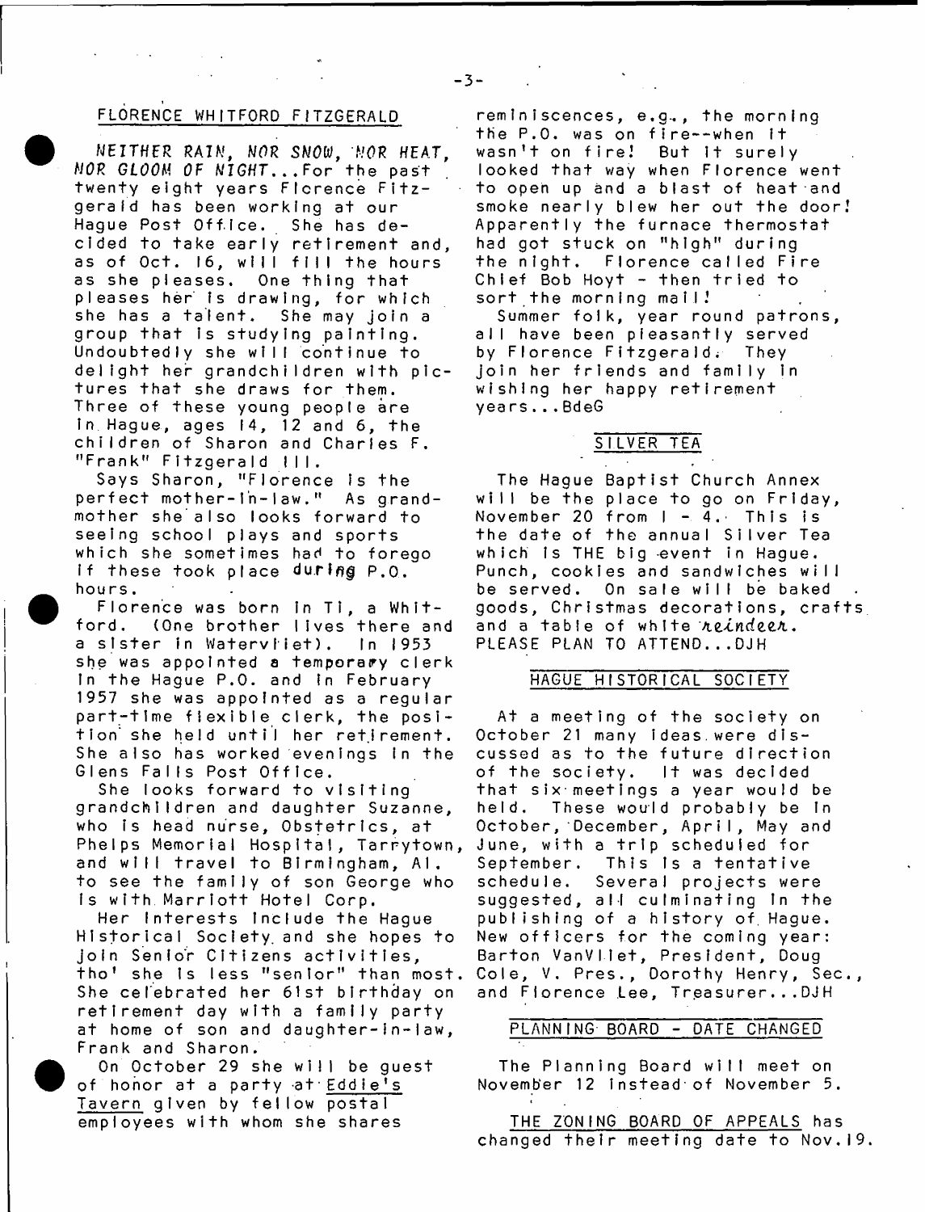## FLORENCE WHITFORD FITZGERALD

*NEITHER RAIN, NOR SNOW, NOR HEAT, NOR GLOOM OF NIGHT*...For the past twenty eight years Florence Fitzgerald has been working at our Hague Post Office. She has decided to take early retirement and, as of Oct. 16, will fill the hours as she pleases. One thing that pleases her is drawing, for which she has a talent. She may join a group that is studying painting. Undoubtedly she will continue to delight her grandchildren with pictures that she draws for them. Three of these young people are in Hague, ages 14, 12 and 6, the children of Sharon and Charles F. "Frank" Fitzgerald III.

Says Sharon, "Florence is the perfect mother-in-law." As grandmother she also looks forward to seeing school plays and sports which she sometimes had to forego if these took place during P.O. hours.

Florence was born in Ti, a Whitford. (One brother lives there and a sister in Watervliet). In 1953 she was appointed a temporary clerk in the Hague P.O. and in February 1957 she was appointed as a regular part-time flexible clerk, the position she held until her retirement. She also has worked evenings in the Glens Falls Post Office.

She looks forward to visiting grandchildren and daughter Suzanne, who is head nurse, Obstetrics, at Phelps Memorial Hospital, Tarrytown, and will travel to Birmingham, Al. to see the family of son George who is with Marriott Hotel Corp.

Her interests include the Hague Historical Society and she hopes to join Senior Citizens activities, tho' she is less "senior" than most. She celebrated her 61st birthday on retirement day with a family party at home of son and daughter-in-law, Frank and Sharon.

On October 29 she will be guest of honor at a party at Eddie's Tavern given by fellow postal employees with whom she shares reminiscences, e.g., the morning the P.O. was on fire--when it wasn't on fire! But it surely looked that way when Florence went to open up and a blast of heat and smoke nearly blew her out the door! Apparently the furnace thermostat had got stuck on "high" during the night. Florence called Fire Chief Bob Hoyt - then tried to sort the morning mail!

Summer folk, year round patrons, all have been pleasantly served by Florence Fitzgerald. They join her friends and family in wishing her happy retirement years...BdeG

## SILVER TEA

The Hague Baptist Church Annex will be the place to go on Friday, November 20 from 1 - 4. This is the date of the annual Silver Tea which is THE big event in Hague. Punch, cookies and sandwiches will be served. On sale will be baked goods, Christmas decorations, crafts and a table of white *reindeer*. PLEASE PLAN TO ATTEND...DJH

## HAGUE HISTORICAL SOCIETY

At a meeting of the society on October 21 many ideas were discussed as to the future direction of the society. It was decided that six meetings a year would be held. These would probably be in October, December, April, May and June, with a trip scheduled for September. This is a tentative schedule. Several projects were suggested, all culminating in the publishing of a history of Hague. New officers for the coming year: Barton VanVliet, President, Doug Cole, V. Pres., Dorothy Henry, Sec., and Florence Lee, Treasurer...DJH

## PLANNING BOARD - DATE CHANGED

The Planning Board will meet on November 12 instead of November 5.

THE ZONING BOARD OF APPEALS has changed their meeting date to Nov.19.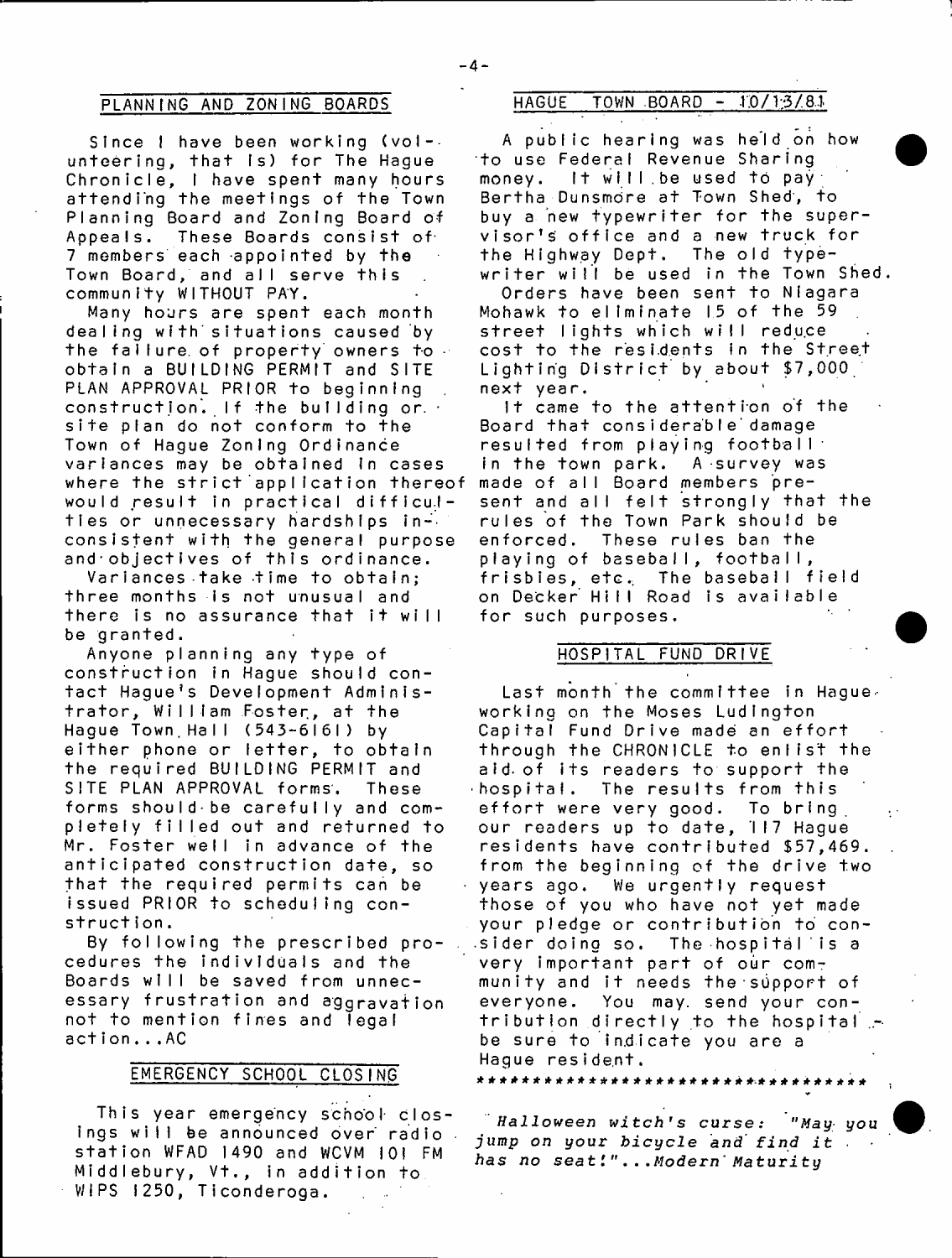## PLANNING AND ZONING BOARDS

Since I have been working (volunteering, that is) for The Hague Chronicle, I have spent many hours attending the meetings of the Town Planning Board and Zoning Board of Appeals. These Boards consist of 7 members each appointed by the Town Board, and all serve this community WITHOUT PAY.

Many hours are spent each month dealing with situations caused by the failure of property owners to obtain a BUILDING PERMIT and SITE PLAN APPROVAL PRIOR to beginning construction. If the building or site plan do not conform to the Town of Hague Zoning Ordinance variances may be obtained in cases where the strict application thereof would result in practical difficulties or unnecessary hardships inconsistent with the general purpose and objectives of this ordinance.

Variances take time to obtain; three months is not unusual and there is no assurance that it will be granted.

Anyone planning any type of construction in Hague should contact Hague's Development Administrator, William Foster, at the Hague Town Hall (543-6161) by either phone or letter, to obtain the required BUILDING PERMIT and SITE PLAN APPROVAL forms. These forms should be carefully and completely filled out and returned to Mr. Foster well in advance of the anticipated construction date, so that the required permits can be issued PRIOR to scheduling construction.

By following the prescribed procedures the individuals and the Boards will be saved from unnecessary frustration and aggravation not to mention fines and legal action...AC

## EMERGENCY SCHOOL CLOSING

This year emergency school closings will be announced over radio station WFAD 1490 and WCVM 101 FM Middlebury, Vt., in addition to WIPS 1250, Ticonderoga.

## HAGUE TOWN BOARD - 10/13/81

A public hearing was held on how to use Federal Revenue Sharing money. It will be used to pay Bertha Dunsmore at Town Shed, to buy a new typewriter for the supervisor's office and a new truck for the Highway Dept. The old typewriter will be used in the Town Shed.

Orders have been sent to Niagara Mohawk to eliminate 15 of the 59 street lights which will reduce cost to the residents in the Street Lighting District by about $7,000 next year.

It came to the attention of the Board that considerable damage resulted from playing football in the town park. A survey was made of all Board members present and all felt strongly that the rules of the Town Park should be enforced. These rules ban the playing of baseball, football, frisbies, etc. The baseball field on Decker Hill Road is available for such purposes.

## HOSPITAL FUND DRIVE

Last month the committee in Hague working on the Moses Ludington Capital Fund Drive made an effort through the CHRONICLE to enlist the aid of its readers to support the hospital. The results from this effort were very good. To bring our readers up to date, 117 Hague residents have contributed $57,469. from the beginning of the drive two years ago. We urgently request those of you who have not yet made your pledge or contribution to consider doing so. The hospital is a very important part of our community and it needs the support of everyone. You may send your contribution directly to the hospital - be sure to indicate you are a Hague resident.

*********************************

*Halloween witch's curse: "May you jump on your bicycle and find it has no seat!"...Modern Maturity*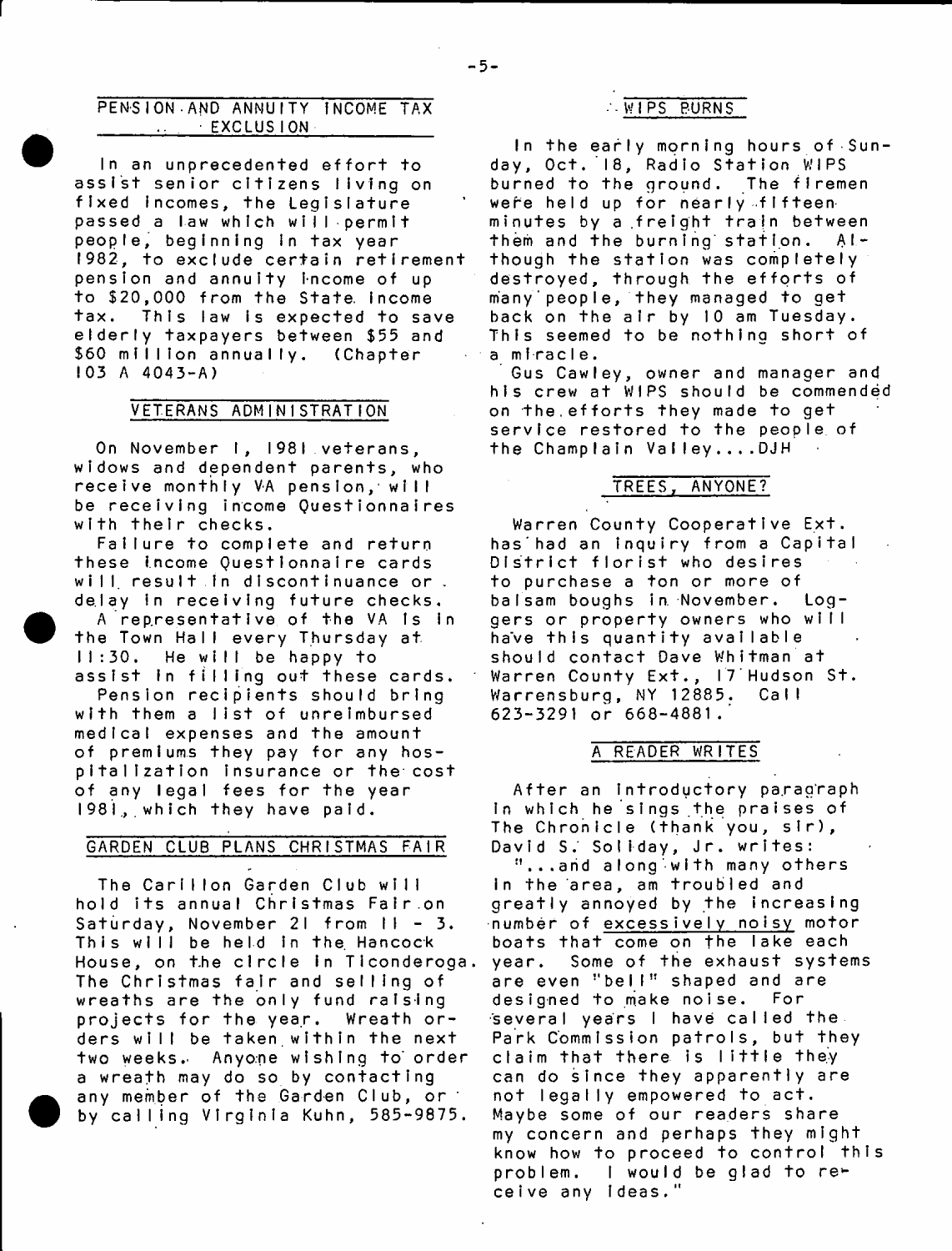## PENSION AND ANNUITY INCOME TAX EXCLUSION

In an unprecedented effort to assist senior citizens living on fixed incomes, the Legislature passed a law which will permit people, beginning in tax year 1982, to exclude certain retirement pension and annuity income of up to $20,000 from the State income tax. This law is expected to save elderly taxpayers between $55 and $60 million annually. (Chapter 103 A 4043-A)

## VETERANS ADMINISTRATION

On November 1, 1981 veterans, widows and dependent parents, who receive monthly VA pension, will be receiving income Questionnaires with their checks.

Failure to complete and return these income Questionnaire cards will result in discontinuance or delay in receiving future checks.

A representative of the VA is in the Town Hall every Thursday at 11:30. He will be happy to assist in filling out these cards.

Pension recipients should bring with them a list of unreimbursed medical expenses and the amount of premiums they pay for any hospitalization insurance or the cost of any legal fees for the year 1981, which they have paid.

## GARDEN CLUB PLANS CHRISTMAS FAIR

The Carillon Garden Club will hold its annual Christmas Fair on Saturday, November 21 from 11 - 3. This will be held in the Hancock House, on the circle in Ticonderoga. The Christmas fair and selling of wreaths are the only fund raising projects for the year. Wreath orders will be taken within the next two weeks. Anyone wishing to order a wreath may do so by contacting any member of the Garden Club, or by calling Virginia Kuhn, 585-9875.

## WIPS BURNS

In the early morning hours of Sunday, Oct. 18, Radio Station WIPS burned to the ground. The firemen were held up for nearly fifteen minutes by a freight train between them and the burning station. Although the station was completely destroyed, through the efforts of many people, they managed to get back on the air by 10 am Tuesday. This seemed to be nothing short of a miracle.

Gus Cawley, owner and manager and his crew at WIPS should be commended on the efforts they made to get service restored to the people of the Champlain Valley....DJH

## TREES, ANYONE?

Warren County Cooperative Ext. has had an inquiry from a Capital District florist who desires to purchase a ton or more of balsam boughs in November. Loggers or property owners who will have this quantity available should contact Dave Whitman at Warren County Ext., 17 Hudson St. Warrensburg, NY 12885. Call 623-3291 or 668-4881.

## A READER WRITES

After an introductory paragraph in which he sings the praises of The Chronicle (thank you, sir), David S. Soliday, Jr. writes:

"...and along with many others in the area, am troubled and greatly annoyed by the increasing number of excessively noisy motor boats that come on the lake each year. Some of the exhaust systems are even "bell" shaped and are designed to make noise. For several years I have called the Park Commission patrols, but they claim that there is little they can do since they apparently are not legally empowered to act. Maybe some of our readers share my concern and perhaps they might know how to proceed to control this problem. I would be glad to receive any ideas."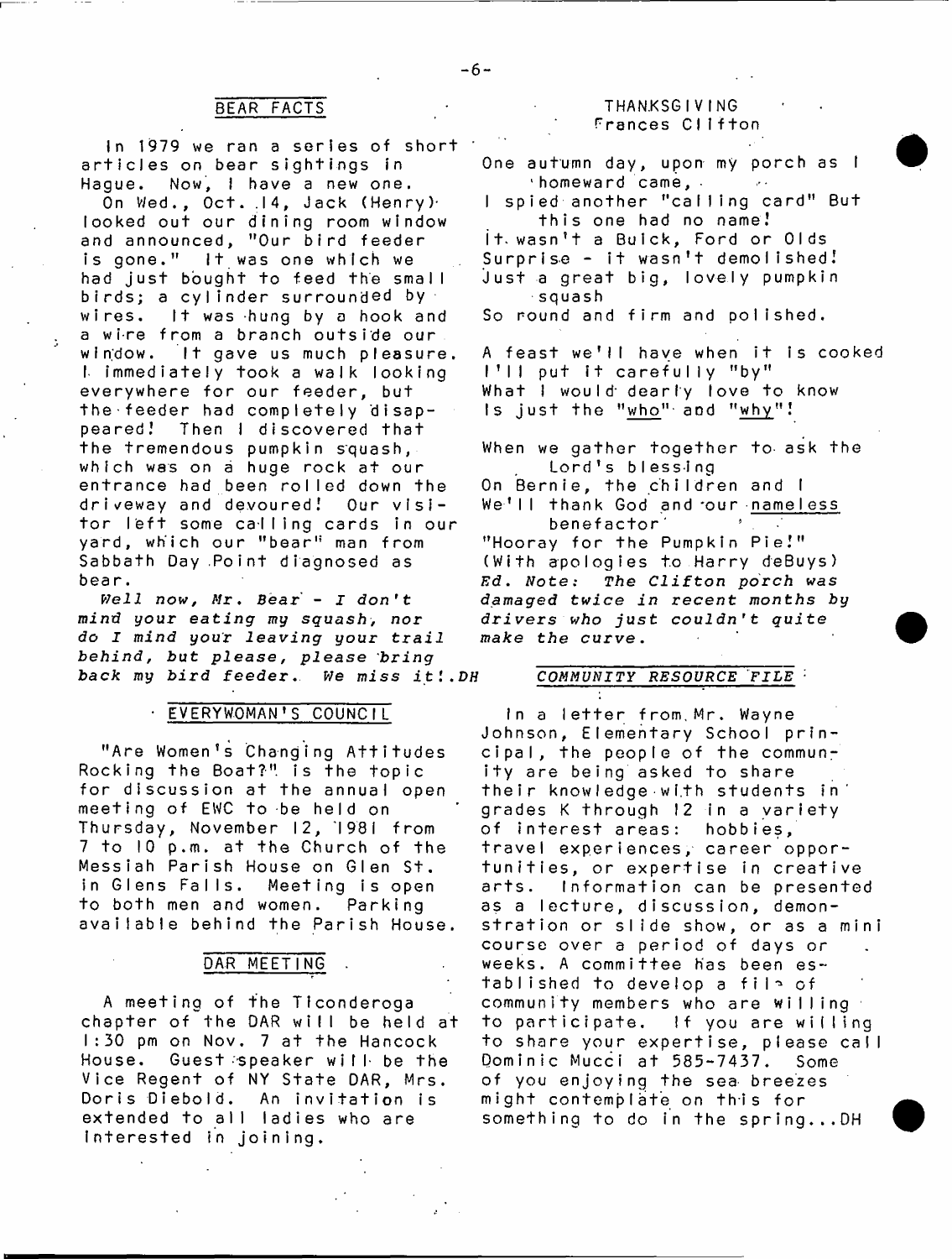## BEAR FACTS

In 1979 we ran a series of short articles on bear sightings in Hague. Now, I have a new one.

On Wed., Oct. 14, Jack (Henry) looked out our dining room window and announced, "Our bird feeder is gone." It was one which we had just bought to feed the small birds; a cylinder surrounded by wires. It was hung by a hook and a wire from a branch outside our window. It gave us much pleasure. I immediately took a walk looking everywhere for our feeder, but the feeder had completely disappeared! Then I discovered that the tremendous pumpkin squash, which was on a huge rock at our entrance had been rolled down the driveway and devoured! Our visitor left some calling cards in our yard, which our "bear" man from Sabbath Day Point diagnosed as bear.

*Well now, Mr. Bear - I don't mind your eating my squash, nor do I mind your leaving your trail behind, but please, please bring back my bird feeder. We miss it!*.DH

## EVERYWOMAN'S COUNCIL

"Are Women's Changing Attitudes Rocking the Boat?" is the topic for discussion at the annual open meeting of EWC to be held on Thursday, November 12, 1981 from 7 to 10 p.m. at the Church of the Messiah Parish House on Glen St. in Glens Falls. Meeting is open to both men and women. Parking available behind the Parish House.

## DAR MEETING

A meeting of the Ticonderoga chapter of the DAR will be held at 1:30 pm on Nov. 7 at the Hancock House. Guest speaker will be the Vice Regent of NY State DAR, Mrs. Doris Diebold. An invitation is extended to all ladies who are interested in joining.

## THANKSGIVING
Frances Clifton

One autumn day, upon my porch as I homeward came,
I spied another "calling card" But this one had no name!
It wasn't a Buick, Ford or Olds
Surprise - it wasn't demolished!
Just a great big, lovely pumpkin squash
So round and firm and polished.

A feast we'll have when it is cooked
I'll put it carefully "by"
What I would dearly love to know
Is just the "who" and "why"!

When we gather together to ask the Lord's blessing
On Bernie, the children and I
We'll thank God and our nameless benefactor
"Hooray for the Pumpkin Pie!"
(With apologies to Harry deBuys)

*Ed. Note: The Clifton porch was damaged twice in recent months by drivers who just couldn't quite make the curve.*

## *COMMUNITY RESOURCE FILE*

In a letter from Mr. Wayne Johnson, Elementary School principal, the people of the community are being asked to share their knowledge with students in grades K through 12 in a variety of interest areas: hobbies, travel experiences, career opportunities, or expertise in creative arts. Information can be presented as a lecture, discussion, demonstration or slide show, or as a mini course over a period of days or weeks. A committee has been established to develop a file of community members who are willing to participate. If you are willing to share your expertise, please call Dominic Mucci at 585-7437. Some of you enjoying the sea breezes might contemplate on this for something to do in the spring...DH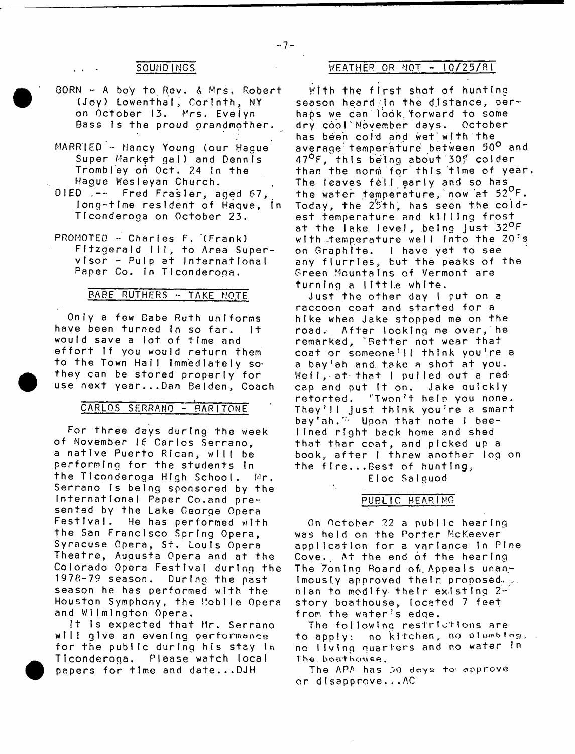## SOUNDINGS

BORN - A boy to Rev. & Mrs. Robert (Joy) Lowenthal, Corinth, NY on October 13. Mrs. Evelyn Bass is the proud grandmother.

MARRIED - Nancy Young (our Hague Super Market gal) and Dennis Trombley on Oct. 24 in the Hague Wesleyan Church.

DIED -- Fred Frasier, aged 67, long-time resident of Hague, in Ticonderoga on October 23.

PROMOTED - Charles F. (Frank) Fitzgerald III, to Area Supervisor - Pulp at International Paper Co. in Ticonderoga.

## BABE RUTHERS - TAKE NOTE

Only a few Babe Ruth uniforms have been turned in so far. It would save a lot of time and effort if you would return them to the Town Hall immediately so they can be stored properly for use next year...Dan Belden, Coach

## CARLOS SERRANO - BARITONE

For three days during the week of November 16 Carlos Serrano, a native Puerto Rican, will be performing for the students in the Ticonderoga High School. Mr. Serrano is being sponsored by the International Paper Co.and presented by the Lake George Opera Festival. He has performed with the San Francisco Spring Opera, Syracuse Opera, St. Louis Opera Theatre, Augusta Opera and at the Colorado Opera Festival during the 1978-79 season. During the past season he has performed with the Houston Symphony, the Mobile Opera and Wilmington Opera.

It is expected that Mr. Serrano will give an evening performance for the public during his stay in Ticonderoga. Please watch local papers for time and date...DJH

## WEATHER OR NOT - 10/25/81

With the first shot of hunting season heard in the distance, perhaps we can look forward to some dry cool November days. October has been cold and wet with the average temperature between 50° and 47°F, this being about 30% colder than the norm for this time of year. The leaves fell early and so has the water temperature, now at 52°F. Today, the 25th, has seen the coldest temperature and killing frost at the lake level, being just 32°F with temperature well into the 20's on Graphite. I have yet to see any flurries, but the peaks of the Green Mountains of Vermont are turning a little white.

Just the other day I put on a raccoon coat and started for a hike when Jake stopped me on the road. After looking me over, he remarked, "Better not wear that coat or someone'll think you're a a bay'ah and take a shot at you. Well, at that I pulled out a red cap and put it on. Jake quickly retorted. "Twon't help you none. They'll just think you're a smart bay'ah." Upon that note I beelined right back home and shed that thar coat, and picked up a book, after I threw another log on the fire...Best of hunting,

Eloc Salguod

## PUBLIC HEARING

On October 22 a public hearing was held on the Porter McKeever application for a variance in Pine Cove. At the end of the hearing The Zoning Board of Appeals unanimously approved their proposed plan to modify their existing 2-story boathouse, located 7 feet from the water's edge.

The following restrictions are to apply: no kitchen, no plumbing, no living quarters and no water in the boathouse.

The APA has 30 days to approve or disapprove...AC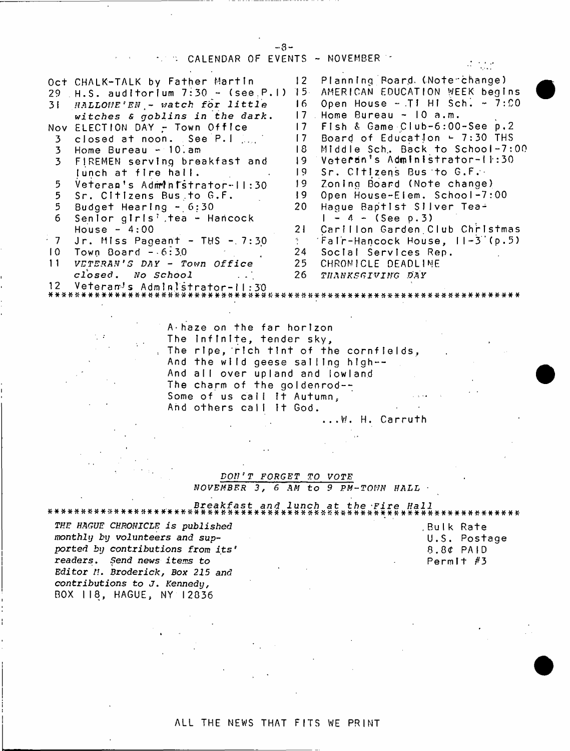## CALENDAR OF EVENTS - NOVEMBER

Oct CHALK-TALK by Father Martin
29 H.S. auditorium 7:30 - (see P.1)
31 *HALLOWE'EN - watch for little witches & goblins in the dark.*
Nov ELECTION DAY - Town Office
3 closed at noon. See P.1
3 Home Bureau - 10 am
3 FIREMEN serving breakfast and lunch at fire hall.
5 Veteran's Administrator-11:30
5 Sr. Citizens Bus to G.F.
5 Budget Hearing - 6:30
6 Senior girls' tea - Hancock House - 4:00
7 Jr. Miss Pageant - THS - 7:30
10 Town Board - 6:30
11 *VETERAN'S DAY - Town Office closed. No School*
12 Veteran's Administrator-11:30
12 Planning Board (Note change)
15 AMERICAN EDUCATION WEEK begins
16 Open House - Ti Hi Sch. - 7:00
17 Home Bureau - 10 a.m.
17 Fish & Game Club-6:00-See p.2
17 Board of Education - 7:30 THS
18 Middle Sch. Back to School-7:00
19 Veteran's Administrator-11:30
19 Sr. Citizens Bus to G.F.
19 Zoning Board (Note change)
19 Open House-Elem. School-7:00
20 Hague Baptist Silver Tea- 1 - 4 - (See p.3)
21 Carillon Garden Club Christmas Fair-Hancock House, 11-3 (p.5)
24 Social Services Rep.
25 CHRONICLE DEADLINE
26 *THANKSGIVING DAY*

---

A haze on the far horizon
The infinite, tender sky,
The ripe, rich tint of the cornfields,
And the wild geese sailing high--
And all over upland and lowland
The charm of the goldenrod--
Some of us call it Autumn,
And others call it God.

...W. H. Carruth

*DON'T FORGET TO VOTE*
*NOVEMBER 3, 6 AM to 9 PM-TOWN HALL*

*Breakfast and lunch at the Fire Hall*

---

*THE HAGUE CHRONICLE is published monthly by volunteers and supported by contributions from its' readers. Send news items to Editor M. Broderick, Box 215 and contributions to J. Kennedy,* BOX 118, HAGUE, NY 12836

Bulk Rate
U.S. Postage
8.8¢ PAID
Permit #3

ALL THE NEWS THAT FITS WE PRINT